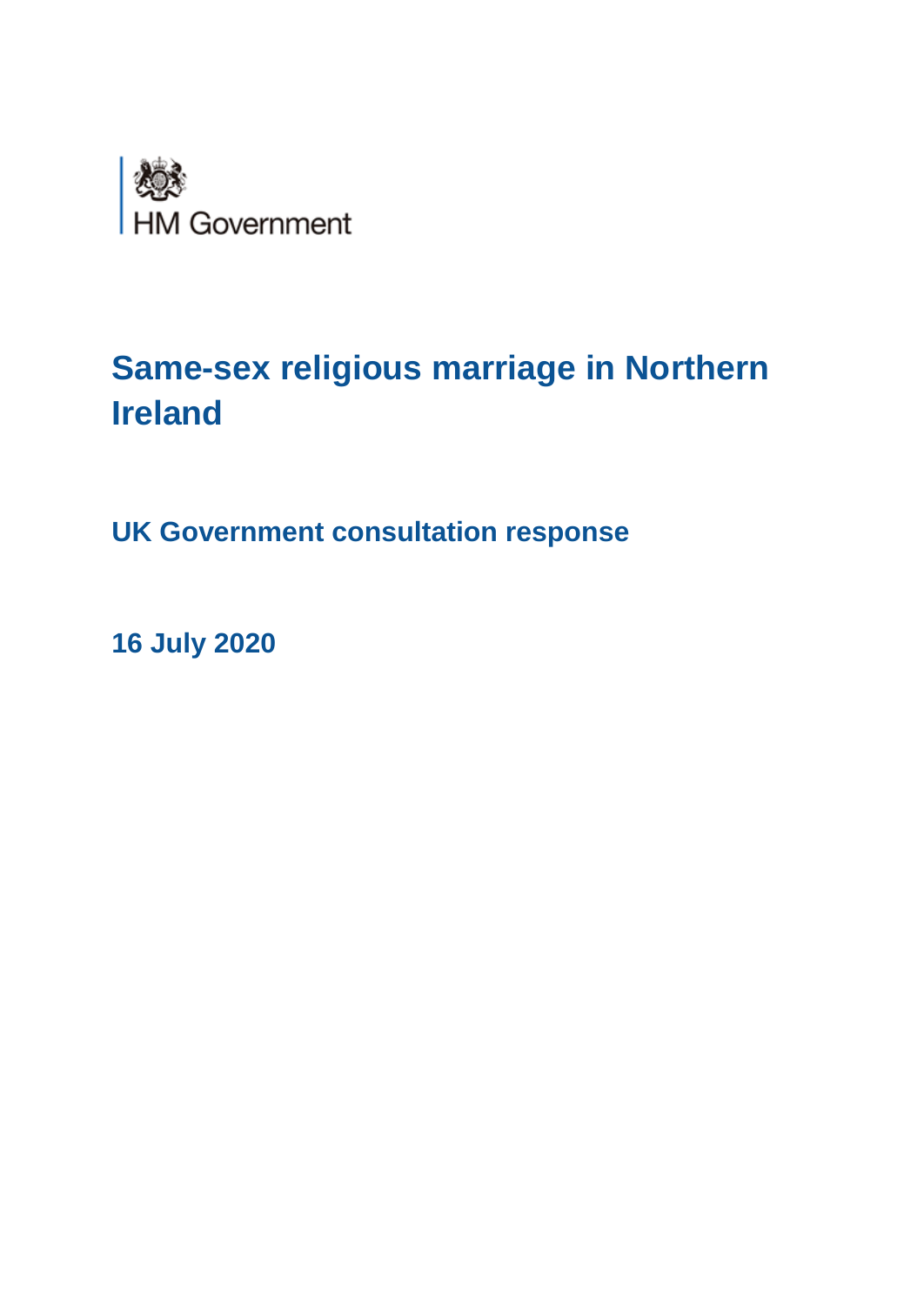HM Government

# Same-sex religious marriage in Northern Ireland

## UK Government consultation response

**16 July 2020**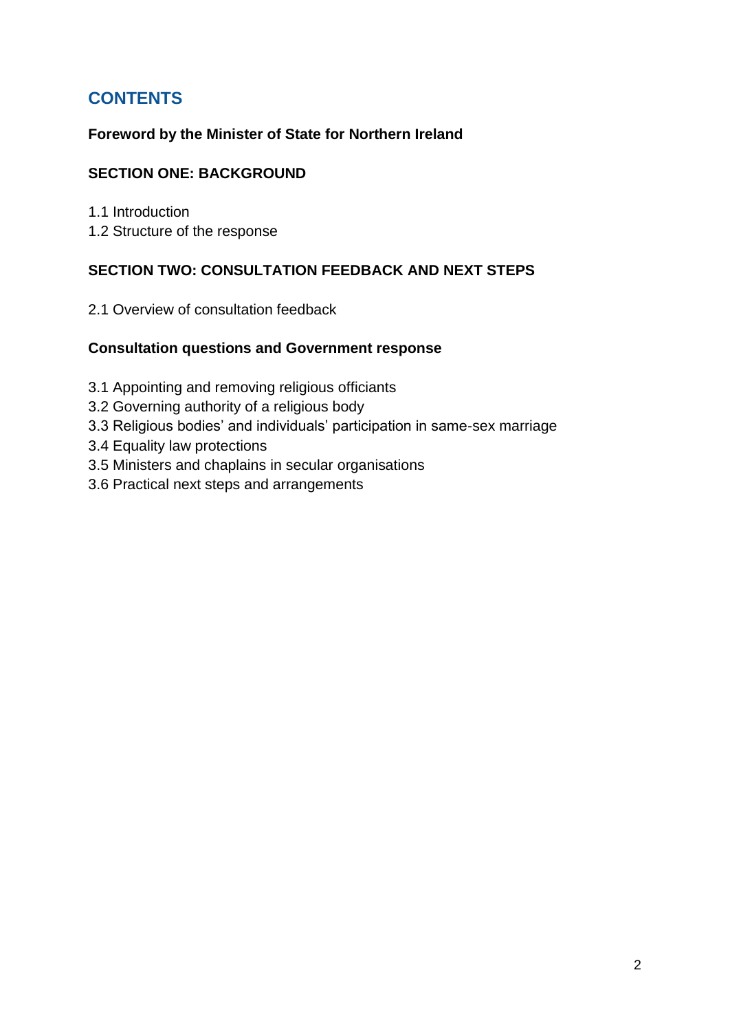# CONTENTS

**Foreword by the Minister of State for Northern Ireland**

**SECTION ONE: BACKGROUND**

1.1 Introduction
1.2 Structure of the response

**SECTION TWO: CONSULTATION FEEDBACK AND NEXT STEPS**

2.1 Overview of consultation feedback

**Consultation questions and Government response**

3.1 Appointing and removing religious officiants
3.2 Governing authority of a religious body
3.3 Religious bodies' and individuals' participation in same-sex marriage
3.4 Equality law protections
3.5 Ministers and chaplains in secular organisations
3.6 Practical next steps and arrangements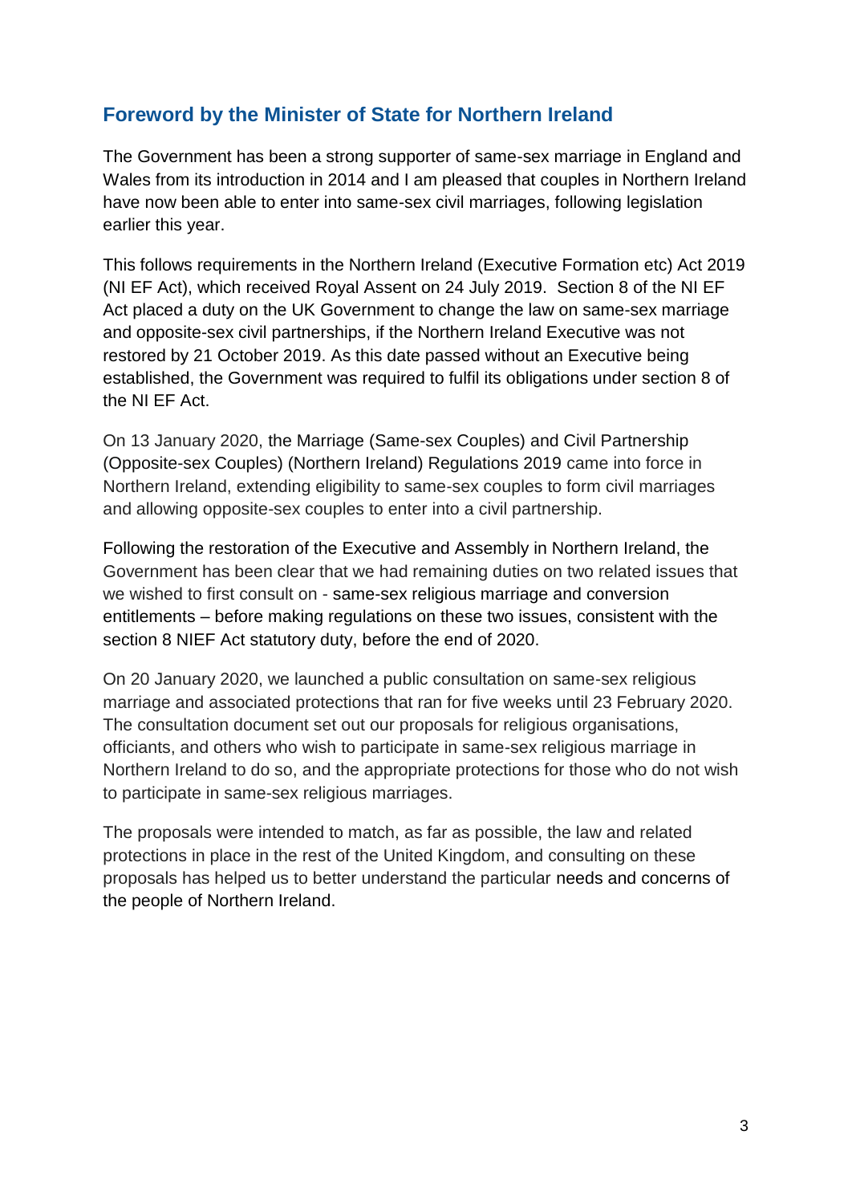## Foreword by the Minister of State for Northern Ireland

The Government has been a strong supporter of same-sex marriage in England and Wales from its introduction in 2014 and I am pleased that couples in Northern Ireland have now been able to enter into same-sex civil marriages, following legislation earlier this year.

This follows requirements in the Northern Ireland (Executive Formation etc) Act 2019 (NI EF Act), which received Royal Assent on 24 July 2019. Section 8 of the NI EF Act placed a duty on the UK Government to change the law on same-sex marriage and opposite-sex civil partnerships, if the Northern Ireland Executive was not restored by 21 October 2019. As this date passed without an Executive being established, the Government was required to fulfil its obligations under section 8 of the NI EF Act.

On 13 January 2020, the Marriage (Same-sex Couples) and Civil Partnership (Opposite-sex Couples) (Northern Ireland) Regulations 2019 came into force in Northern Ireland, extending eligibility to same-sex couples to form civil marriages and allowing opposite-sex couples to enter into a civil partnership.

Following the restoration of the Executive and Assembly in Northern Ireland, the Government has been clear that we had remaining duties on two related issues that we wished to first consult on - same-sex religious marriage and conversion entitlements – before making regulations on these two issues, consistent with the section 8 NIEF Act statutory duty, before the end of 2020.

On 20 January 2020, we launched a public consultation on same-sex religious marriage and associated protections that ran for five weeks until 23 February 2020. The consultation document set out our proposals for religious organisations, officiants, and others who wish to participate in same-sex religious marriage in Northern Ireland to do so, and the appropriate protections for those who do not wish to participate in same-sex religious marriages.

The proposals were intended to match, as far as possible, the law and related protections in place in the rest of the United Kingdom, and consulting on these proposals has helped us to better understand the particular needs and concerns of the people of Northern Ireland.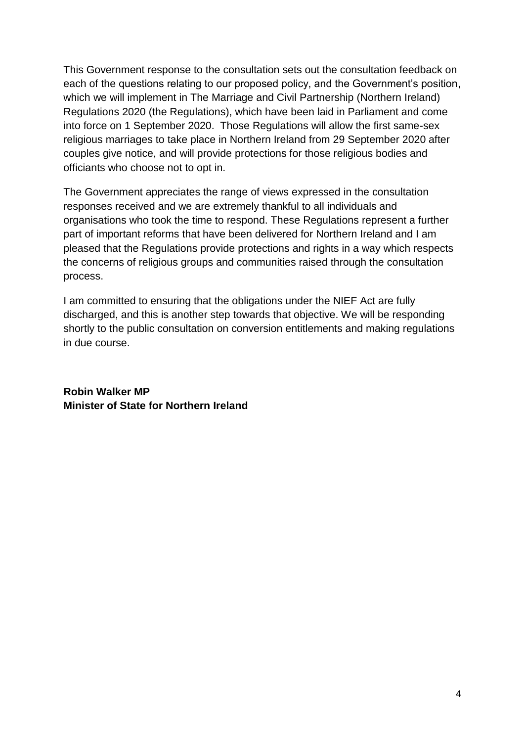This Government response to the consultation sets out the consultation feedback on each of the questions relating to our proposed policy, and the Government's position, which we will implement in The Marriage and Civil Partnership (Northern Ireland) Regulations 2020 (the Regulations), which have been laid in Parliament and come into force on 1 September 2020. Those Regulations will allow the first same-sex religious marriages to take place in Northern Ireland from 29 September 2020 after couples give notice, and will provide protections for those religious bodies and officiants who choose not to opt in.

The Government appreciates the range of views expressed in the consultation responses received and we are extremely thankful to all individuals and organisations who took the time to respond. These Regulations represent a further part of important reforms that have been delivered for Northern Ireland and I am pleased that the Regulations provide protections and rights in a way which respects the concerns of religious groups and communities raised through the consultation process.

I am committed to ensuring that the obligations under the NIEF Act are fully discharged, and this is another step towards that objective. We will be responding shortly to the public consultation on conversion entitlements and making regulations in due course.

**Robin Walker MP**
**Minister of State for Northern Ireland**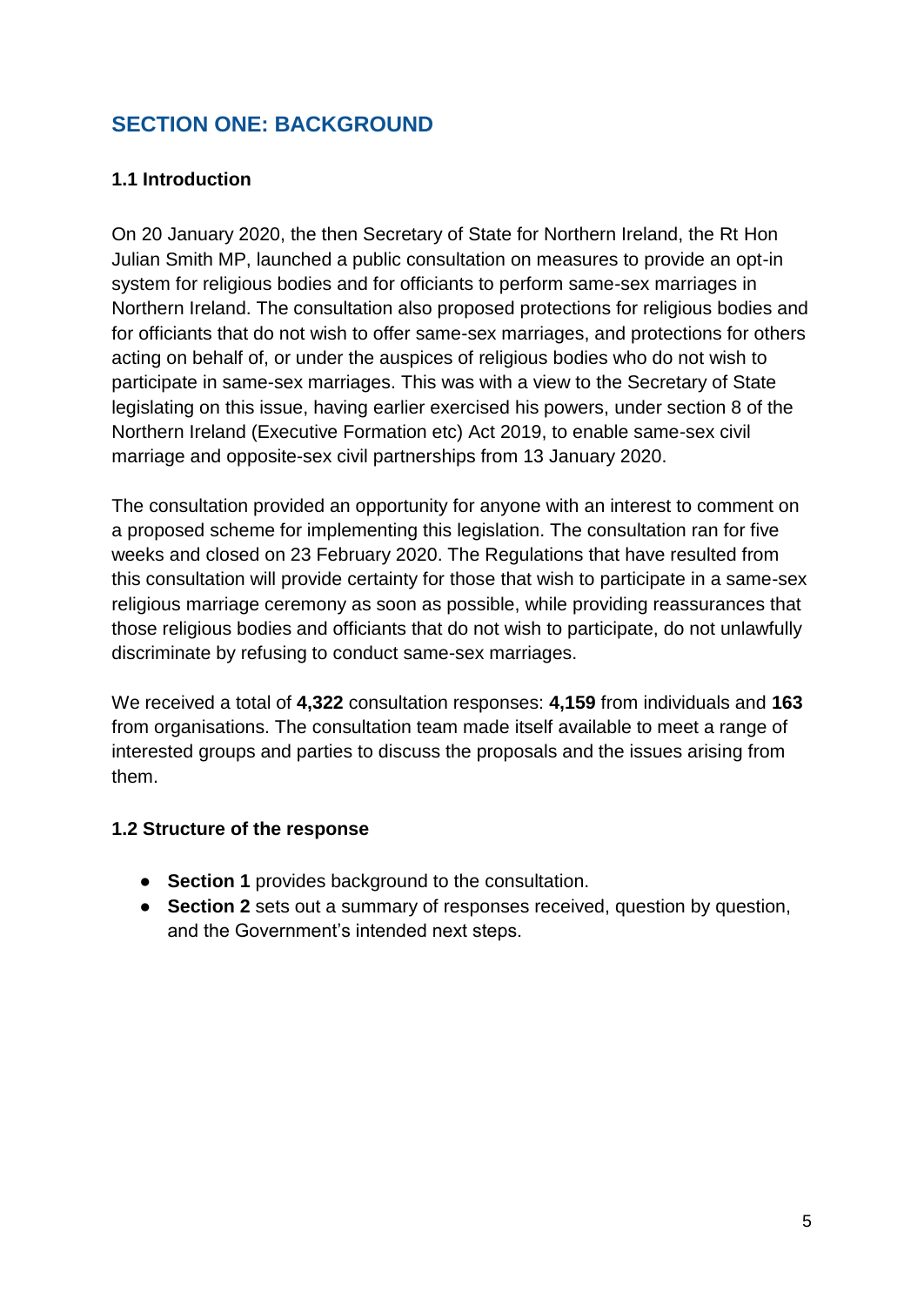## SECTION ONE: BACKGROUND

### 1.1 Introduction

On 20 January 2020, the then Secretary of State for Northern Ireland, the Rt Hon Julian Smith MP, launched a public consultation on measures to provide an opt-in system for religious bodies and for officiants to perform same-sex marriages in Northern Ireland. The consultation also proposed protections for religious bodies and for officiants that do not wish to offer same-sex marriages, and protections for others acting on behalf of, or under the auspices of religious bodies who do not wish to participate in same-sex marriages. This was with a view to the Secretary of State legislating on this issue, having earlier exercised his powers, under section 8 of the Northern Ireland (Executive Formation etc) Act 2019, to enable same-sex civil marriage and opposite-sex civil partnerships from 13 January 2020.

The consultation provided an opportunity for anyone with an interest to comment on a proposed scheme for implementing this legislation. The consultation ran for five weeks and closed on 23 February 2020. The Regulations that have resulted from this consultation will provide certainty for those that wish to participate in a same-sex religious marriage ceremony as soon as possible, while providing reassurances that those religious bodies and officiants that do not wish to participate, do not unlawfully discriminate by refusing to conduct same-sex marriages.

We received a total of **4,322** consultation responses: **4,159** from individuals and **163** from organisations. The consultation team made itself available to meet a range of interested groups and parties to discuss the proposals and the issues arising from them.

### 1.2 Structure of the response

- **Section 1** provides background to the consultation.
- **Section 2** sets out a summary of responses received, question by question, and the Government's intended next steps.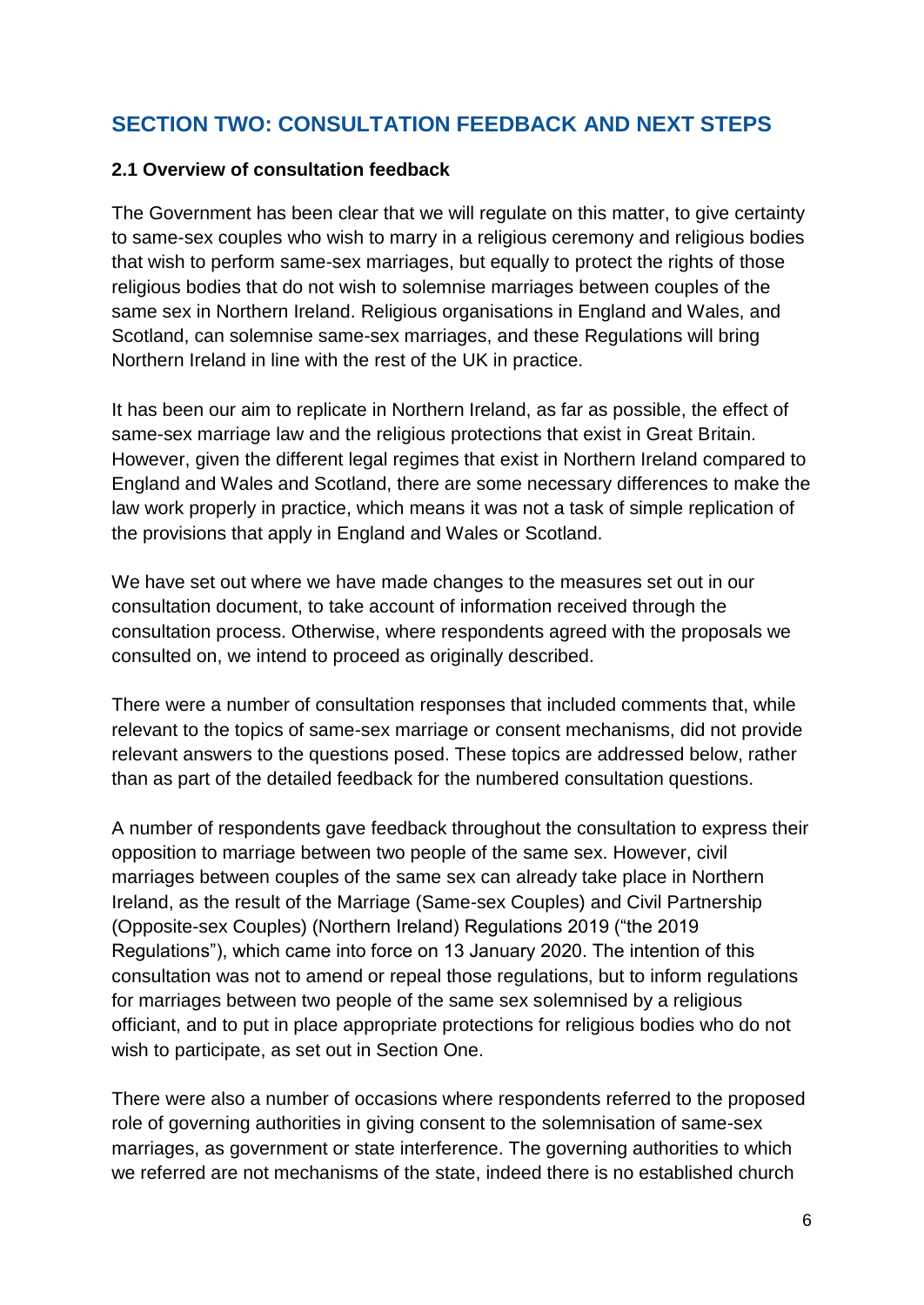## SECTION TWO: CONSULTATION FEEDBACK AND NEXT STEPS

### 2.1 Overview of consultation feedback

The Government has been clear that we will regulate on this matter, to give certainty to same-sex couples who wish to marry in a religious ceremony and religious bodies that wish to perform same-sex marriages, but equally to protect the rights of those religious bodies that do not wish to solemnise marriages between couples of the same sex in Northern Ireland. Religious organisations in England and Wales, and Scotland, can solemnise same-sex marriages, and these Regulations will bring Northern Ireland in line with the rest of the UK in practice.

It has been our aim to replicate in Northern Ireland, as far as possible, the effect of same-sex marriage law and the religious protections that exist in Great Britain. However, given the different legal regimes that exist in Northern Ireland compared to England and Wales and Scotland, there are some necessary differences to make the law work properly in practice, which means it was not a task of simple replication of the provisions that apply in England and Wales or Scotland.

We have set out where we have made changes to the measures set out in our consultation document, to take account of information received through the consultation process. Otherwise, where respondents agreed with the proposals we consulted on, we intend to proceed as originally described.

There were a number of consultation responses that included comments that, while relevant to the topics of same-sex marriage or consent mechanisms, did not provide relevant answers to the questions posed. These topics are addressed below, rather than as part of the detailed feedback for the numbered consultation questions.

A number of respondents gave feedback throughout the consultation to express their opposition to marriage between two people of the same sex. However, civil marriages between couples of the same sex can already take place in Northern Ireland, as the result of the Marriage (Same-sex Couples) and Civil Partnership (Opposite-sex Couples) (Northern Ireland) Regulations 2019 ("the 2019 Regulations"), which came into force on 13 January 2020. The intention of this consultation was not to amend or repeal those regulations, but to inform regulations for marriages between two people of the same sex solemnised by a religious officiant, and to put in place appropriate protections for religious bodies who do not wish to participate, as set out in Section One.

There were also a number of occasions where respondents referred to the proposed role of governing authorities in giving consent to the solemnisation of same-sex marriages, as government or state interference. The governing authorities to which we referred are not mechanisms of the state, indeed there is no established church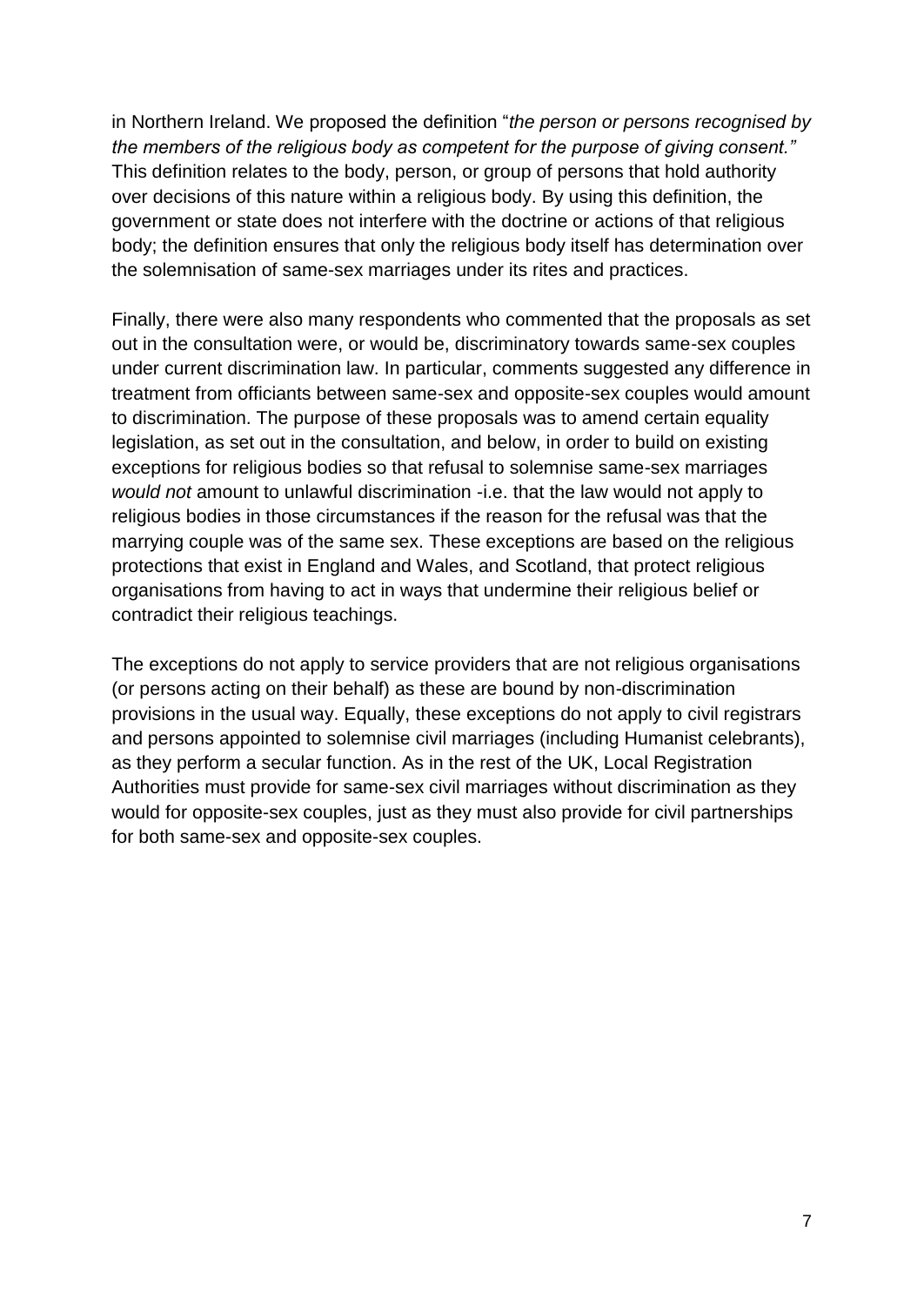in Northern Ireland. We proposed the definition "*the person or persons recognised by the members of the religious body as competent for the purpose of giving consent."* This definition relates to the body, person, or group of persons that hold authority over decisions of this nature within a religious body. By using this definition, the government or state does not interfere with the doctrine or actions of that religious body; the definition ensures that only the religious body itself has determination over the solemnisation of same-sex marriages under its rites and practices.

Finally, there were also many respondents who commented that the proposals as set out in the consultation were, or would be, discriminatory towards same-sex couples under current discrimination law. In particular, comments suggested any difference in treatment from officiants between same-sex and opposite-sex couples would amount to discrimination. The purpose of these proposals was to amend certain equality legislation, as set out in the consultation, and below, in order to build on existing exceptions for religious bodies so that refusal to solemnise same-sex marriages *would not* amount to unlawful discrimination -i.e. that the law would not apply to religious bodies in those circumstances if the reason for the refusal was that the marrying couple was of the same sex. These exceptions are based on the religious protections that exist in England and Wales, and Scotland, that protect religious organisations from having to act in ways that undermine their religious belief or contradict their religious teachings.

The exceptions do not apply to service providers that are not religious organisations (or persons acting on their behalf) as these are bound by non-discrimination provisions in the usual way. Equally, these exceptions do not apply to civil registrars and persons appointed to solemnise civil marriages (including Humanist celebrants), as they perform a secular function. As in the rest of the UK, Local Registration Authorities must provide for same-sex civil marriages without discrimination as they would for opposite-sex couples, just as they must also provide for civil partnerships for both same-sex and opposite-sex couples.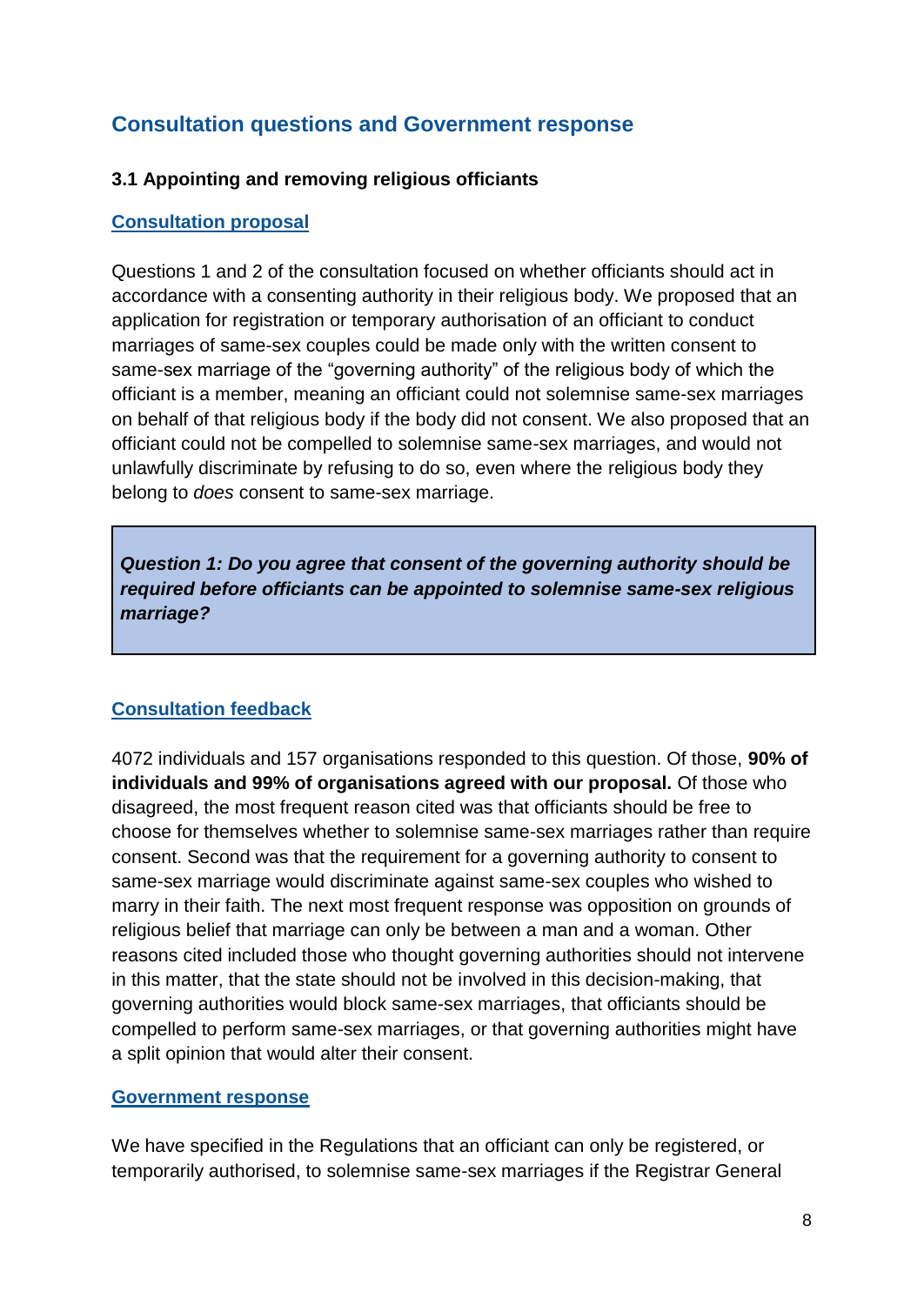## Consultation questions and Government response

### 3.1 Appointing and removing religious officiants

**Consultation proposal**

Questions 1 and 2 of the consultation focused on whether officiants should act in accordance with a consenting authority in their religious body. We proposed that an application for registration or temporary authorisation of an officiant to conduct marriages of same-sex couples could be made only with the written consent to same-sex marriage of the "governing authority" of the religious body of which the officiant is a member, meaning an officiant could not solemnise same-sex marriages on behalf of that religious body if the body did not consent. We also proposed that an officiant could not be compelled to solemnise same-sex marriages, and would not unlawfully discriminate by refusing to do so, even where the religious body they belong to *does* consent to same-sex marriage.

> ***Question 1: Do you agree that consent of the governing authority should be required before officiants can be appointed to solemnise same-sex religious marriage?***

**Consultation feedback**

4072 individuals and 157 organisations responded to this question. Of those, **90% of individuals and 99% of organisations agreed with our proposal.** Of those who disagreed, the most frequent reason cited was that officiants should be free to choose for themselves whether to solemnise same-sex marriages rather than require consent. Second was that the requirement for a governing authority to consent to same-sex marriage would discriminate against same-sex couples who wished to marry in their faith. The next most frequent response was opposition on grounds of religious belief that marriage can only be between a man and a woman. Other reasons cited included those who thought governing authorities should not intervene in this matter, that the state should not be involved in this decision-making, that governing authorities would block same-sex marriages, that officiants should be compelled to perform same-sex marriages, or that governing authorities might have a split opinion that would alter their consent.

**Government response**

We have specified in the Regulations that an officiant can only be registered, or temporarily authorised, to solemnise same-sex marriages if the Registrar General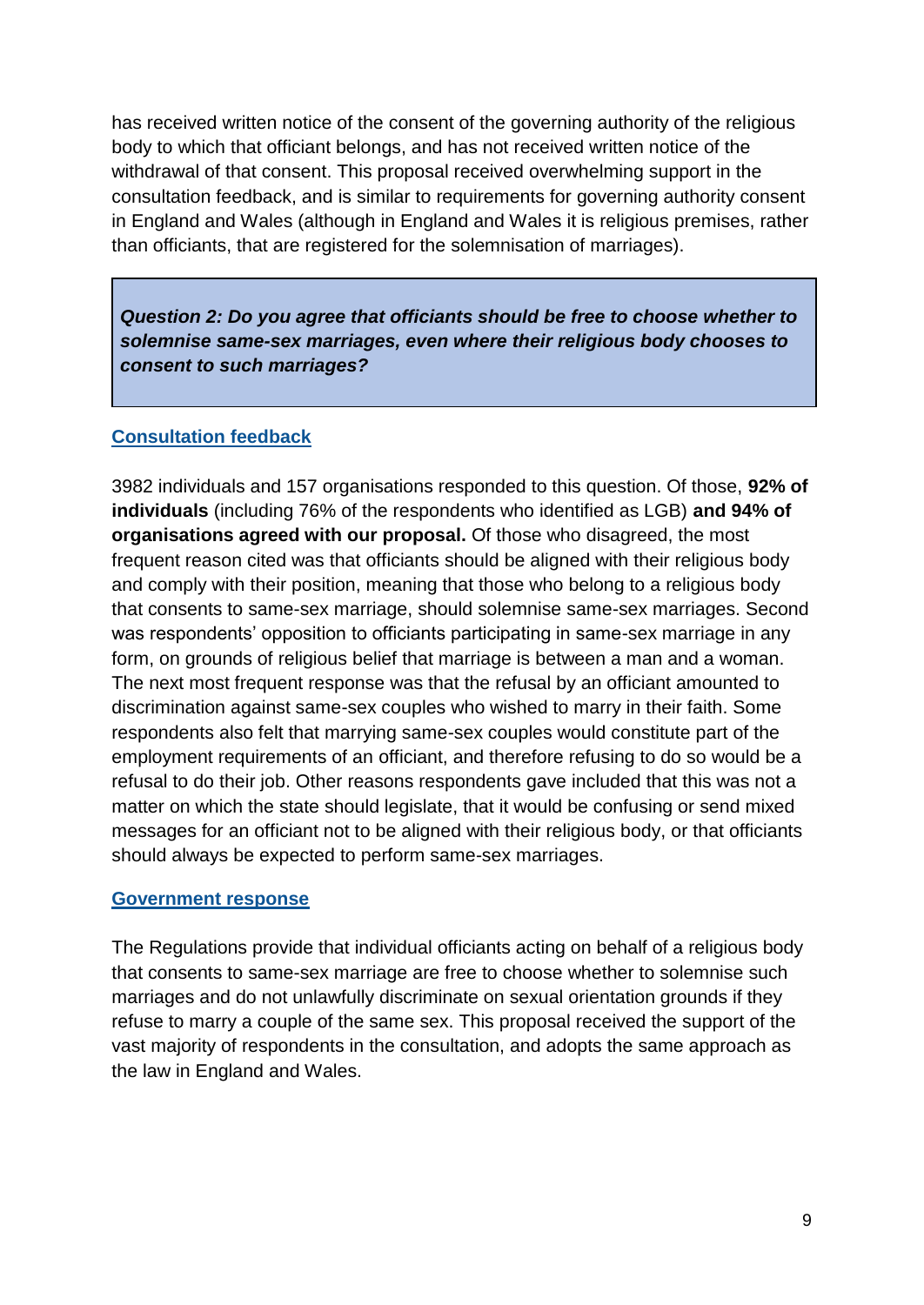has received written notice of the consent of the governing authority of the religious body to which that officiant belongs, and has not received written notice of the withdrawal of that consent. This proposal received overwhelming support in the consultation feedback, and is similar to requirements for governing authority consent in England and Wales (although in England and Wales it is religious premises, rather than officiants, that are registered for the solemnisation of marriages).

> ***Question 2: Do you agree that officiants should be free to choose whether to solemnise same-sex marriages, even where their religious body chooses to consent to such marriages?***

### Consultation feedback

3982 individuals and 157 organisations responded to this question. Of those, **92% of individuals** (including 76% of the respondents who identified as LGB) **and 94% of organisations agreed with our proposal.** Of those who disagreed, the most frequent reason cited was that officiants should be aligned with their religious body and comply with their position, meaning that those who belong to a religious body that consents to same-sex marriage, should solemnise same-sex marriages. Second was respondents' opposition to officiants participating in same-sex marriage in any form, on grounds of religious belief that marriage is between a man and a woman. The next most frequent response was that the refusal by an officiant amounted to discrimination against same-sex couples who wished to marry in their faith. Some respondents also felt that marrying same-sex couples would constitute part of the employment requirements of an officiant, and therefore refusing to do so would be a refusal to do their job. Other reasons respondents gave included that this was not a matter on which the state should legislate, that it would be confusing or send mixed messages for an officiant not to be aligned with their religious body, or that officiants should always be expected to perform same-sex marriages.

### Government response

The Regulations provide that individual officiants acting on behalf of a religious body that consents to same-sex marriage are free to choose whether to solemnise such marriages and do not unlawfully discriminate on sexual orientation grounds if they refuse to marry a couple of the same sex. This proposal received the support of the vast majority of respondents in the consultation, and adopts the same approach as the law in England and Wales.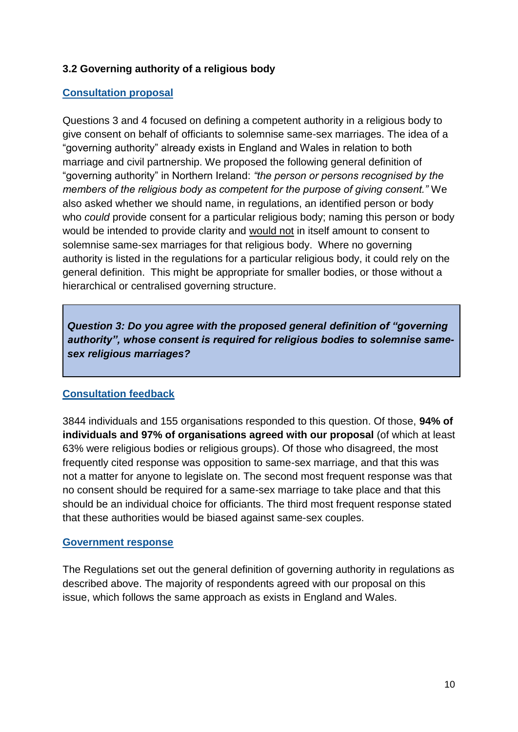### 3.2 Governing authority of a religious body

**Consultation proposal**

Questions 3 and 4 focused on defining a competent authority in a religious body to give consent on behalf of officiants to solemnise same-sex marriages. The idea of a "governing authority" already exists in England and Wales in relation to both marriage and civil partnership. We proposed the following general definition of "governing authority" in Northern Ireland: *"the person or persons recognised by the members of the religious body as competent for the purpose of giving consent."* We also asked whether we should name, in regulations, an identified person or body who *could* provide consent for a particular religious body; naming this person or body would be intended to provide clarity and would not in itself amount to consent to solemnise same-sex marriages for that religious body. Where no governing authority is listed in the regulations for a particular religious body, it could rely on the general definition. This might be appropriate for smaller bodies, or those without a hierarchical or centralised governing structure.

> ***Question 3: Do you agree with the proposed general definition of "governing authority", whose consent is required for religious bodies to solemnise same-sex religious marriages?***

**Consultation feedback**

3844 individuals and 155 organisations responded to this question. Of those, **94% of individuals and 97% of organisations agreed with our proposal** (of which at least 63% were religious bodies or religious groups). Of those who disagreed, the most frequently cited response was opposition to same-sex marriage, and that this was not a matter for anyone to legislate on. The second most frequent response was that no consent should be required for a same-sex marriage to take place and that this should be an individual choice for officiants. The third most frequent response stated that these authorities would be biased against same-sex couples.

**Government response**

The Regulations set out the general definition of governing authority in regulations as described above. The majority of respondents agreed with our proposal on this issue, which follows the same approach as exists in England and Wales.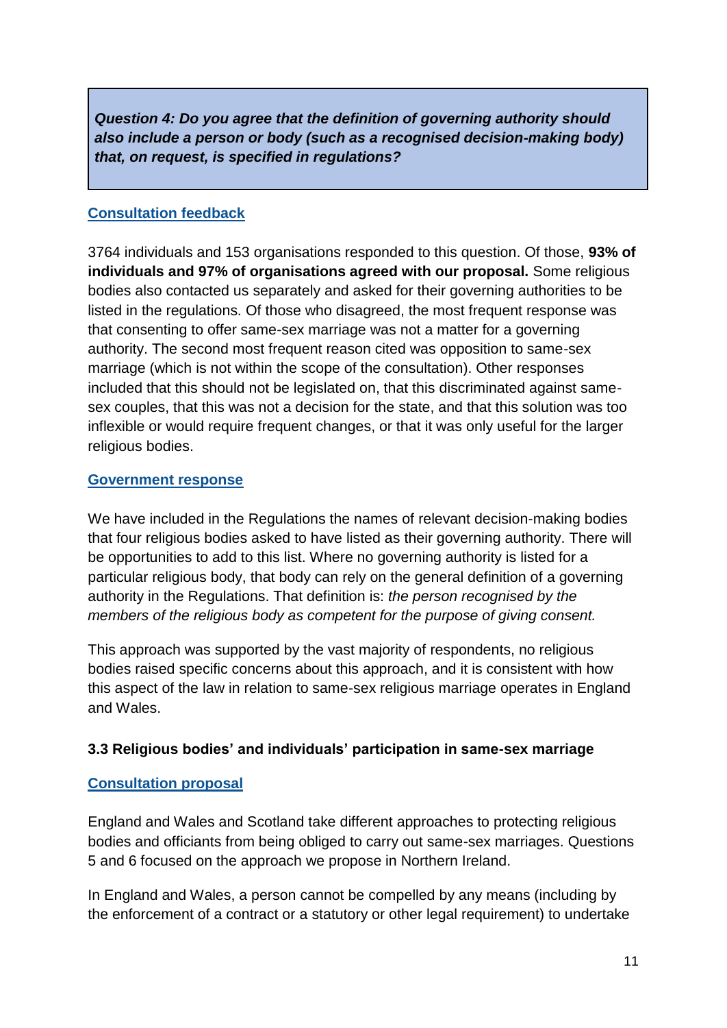***Question 4: Do you agree that the definition of governing authority should also include a person or body (such as a recognised decision-making body) that, on request, is specified in regulations?***

**Consultation feedback**

3764 individuals and 153 organisations responded to this question. Of those, **93% of individuals and 97% of organisations agreed with our proposal.** Some religious bodies also contacted us separately and asked for their governing authorities to be listed in the regulations. Of those who disagreed, the most frequent response was that consenting to offer same-sex marriage was not a matter for a governing authority. The second most frequent reason cited was opposition to same-sex marriage (which is not within the scope of the consultation). Other responses included that this should not be legislated on, that this discriminated against same-sex couples, that this was not a decision for the state, and that this solution was too inflexible or would require frequent changes, or that it was only useful for the larger religious bodies.

**Government response**

We have included in the Regulations the names of relevant decision-making bodies that four religious bodies asked to have listed as their governing authority. There will be opportunities to add to this list. Where no governing authority is listed for a particular religious body, that body can rely on the general definition of a governing authority in the Regulations. That definition is: *the person recognised by the members of the religious body as competent for the purpose of giving consent.*

This approach was supported by the vast majority of respondents, no religious bodies raised specific concerns about this approach, and it is consistent with how this aspect of the law in relation to same-sex religious marriage operates in England and Wales.

### 3.3 Religious bodies' and individuals' participation in same-sex marriage

**Consultation proposal**

England and Wales and Scotland take different approaches to protecting religious bodies and officiants from being obliged to carry out same-sex marriages. Questions 5 and 6 focused on the approach we propose in Northern Ireland.

In England and Wales, a person cannot be compelled by any means (including by the enforcement of a contract or a statutory or other legal requirement) to undertake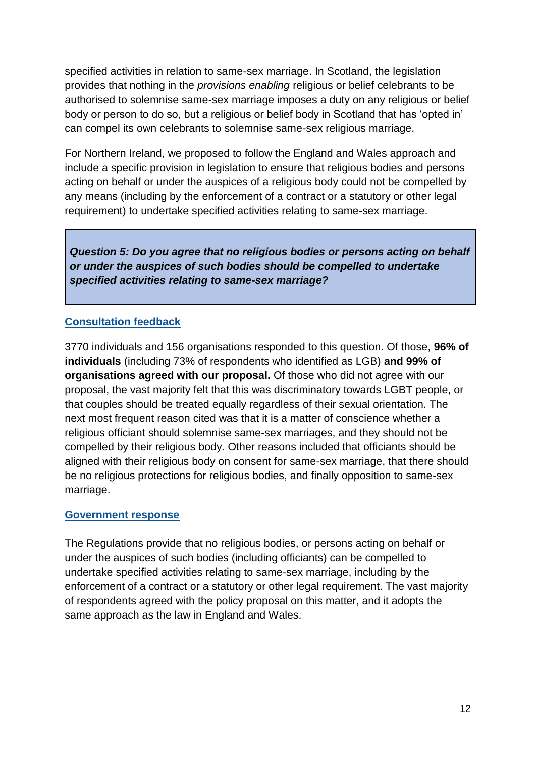specified activities in relation to same-sex marriage. In Scotland, the legislation provides that nothing in the *provisions enabling* religious or belief celebrants to be authorised to solemnise same-sex marriage imposes a duty on any religious or belief body or person to do so, but a religious or belief body in Scotland that has 'opted in' can compel its own celebrants to solemnise same-sex religious marriage.

For Northern Ireland, we proposed to follow the England and Wales approach and include a specific provision in legislation to ensure that religious bodies and persons acting on behalf or under the auspices of a religious body could not be compelled by any means (including by the enforcement of a contract or a statutory or other legal requirement) to undertake specified activities relating to same-sex marriage.

> ***Question 5: Do you agree that no religious bodies or persons acting on behalf or under the auspices of such bodies should be compelled to undertake specified activities relating to same-sex marriage?***

### Consultation feedback

3770 individuals and 156 organisations responded to this question. Of those, **96% of individuals** (including 73% of respondents who identified as LGB) **and 99% of organisations agreed with our proposal.** Of those who did not agree with our proposal, the vast majority felt that this was discriminatory towards LGBT people, or that couples should be treated equally regardless of their sexual orientation. The next most frequent reason cited was that it is a matter of conscience whether a religious officiant should solemnise same-sex marriages, and they should not be compelled by their religious body. Other reasons included that officiants should be aligned with their religious body on consent for same-sex marriage, that there should be no religious protections for religious bodies, and finally opposition to same-sex marriage.

### Government response

The Regulations provide that no religious bodies, or persons acting on behalf or under the auspices of such bodies (including officiants) can be compelled to undertake specified activities relating to same-sex marriage, including by the enforcement of a contract or a statutory or other legal requirement. The vast majority of respondents agreed with the policy proposal on this matter, and it adopts the same approach as the law in England and Wales.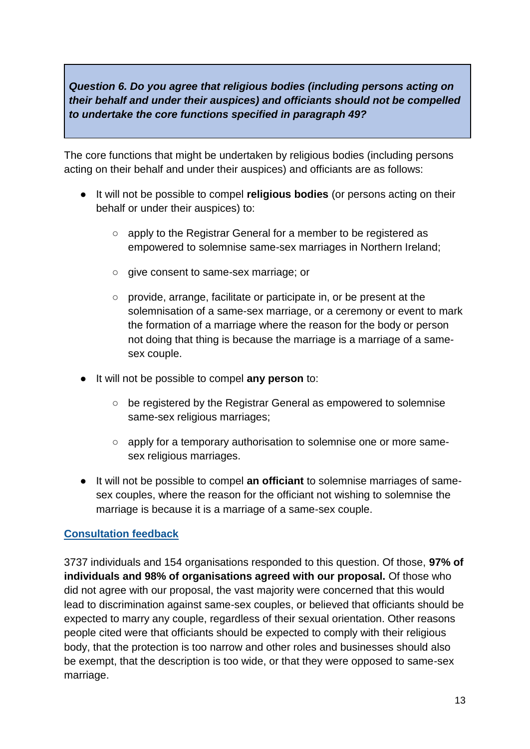***Question 6. Do you agree that religious bodies (including persons acting on their behalf and under their auspices) and officiants should not be compelled to undertake the core functions specified in paragraph 49?***

The core functions that might be undertaken by religious bodies (including persons acting on their behalf and under their auspices) and officiants are as follows:

- It will not be possible to compel **religious bodies** (or persons acting on their behalf or under their auspices) to:
  - apply to the Registrar General for a member to be registered as empowered to solemnise same-sex marriages in Northern Ireland;
  - give consent to same-sex marriage; or
  - provide, arrange, facilitate or participate in, or be present at the solemnisation of a same-sex marriage, or a ceremony or event to mark the formation of a marriage where the reason for the body or person not doing that thing is because the marriage is a marriage of a same-sex couple.
- It will not be possible to compel **any person** to:
  - be registered by the Registrar General as empowered to solemnise same-sex religious marriages;
  - apply for a temporary authorisation to solemnise one or more same-sex religious marriages.
- It will not be possible to compel **an officiant** to solemnise marriages of same-sex couples, where the reason for the officiant not wishing to solemnise the marriage is because it is a marriage of a same-sex couple.

## Consultation feedback

3737 individuals and 154 organisations responded to this question. Of those, **97% of individuals and 98% of organisations agreed with our proposal.** Of those who did not agree with our proposal, the vast majority were concerned that this would lead to discrimination against same-sex couples, or believed that officiants should be expected to marry any couple, regardless of their sexual orientation. Other reasons people cited were that officiants should be expected to comply with their religious body, that the protection is too narrow and other roles and businesses should also be exempt, that the description is too wide, or that they were opposed to same-sex marriage.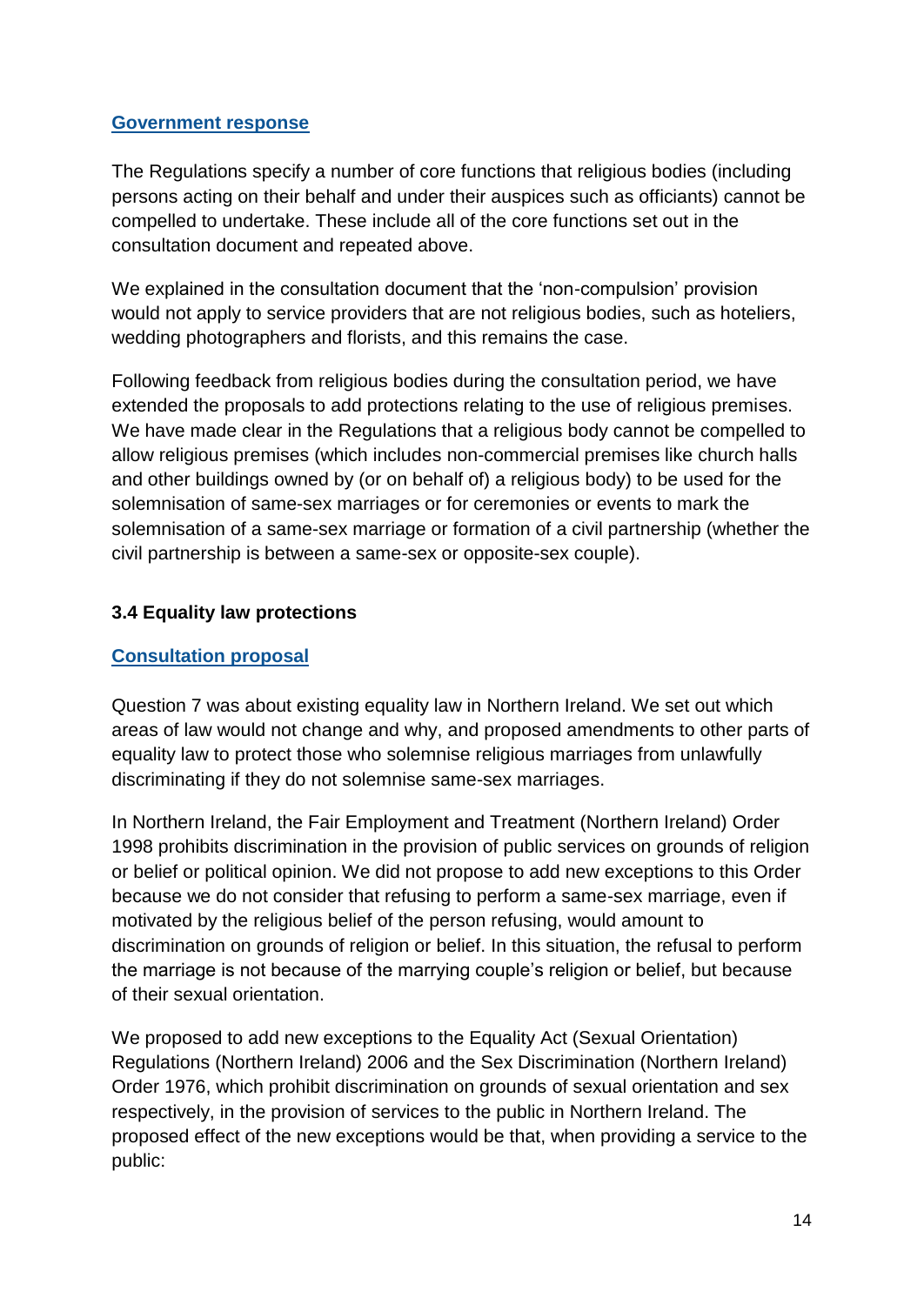**Government response**

The Regulations specify a number of core functions that religious bodies (including persons acting on their behalf and under their auspices such as officiants) cannot be compelled to undertake. These include all of the core functions set out in the consultation document and repeated above.

We explained in the consultation document that the 'non-compulsion' provision would not apply to service providers that are not religious bodies, such as hoteliers, wedding photographers and florists, and this remains the case.

Following feedback from religious bodies during the consultation period, we have extended the proposals to add protections relating to the use of religious premises. We have made clear in the Regulations that a religious body cannot be compelled to allow religious premises (which includes non-commercial premises like church halls and other buildings owned by (or on behalf of) a religious body) to be used for the solemnisation of same-sex marriages or for ceremonies or events to mark the solemnisation of a same-sex marriage or formation of a civil partnership (whether the civil partnership is between a same-sex or opposite-sex couple).

### 3.4 Equality law protections

**Consultation proposal**

Question 7 was about existing equality law in Northern Ireland. We set out which areas of law would not change and why, and proposed amendments to other parts of equality law to protect those who solemnise religious marriages from unlawfully discriminating if they do not solemnise same-sex marriages.

In Northern Ireland, the Fair Employment and Treatment (Northern Ireland) Order 1998 prohibits discrimination in the provision of public services on grounds of religion or belief or political opinion. We did not propose to add new exceptions to this Order because we do not consider that refusing to perform a same-sex marriage, even if motivated by the religious belief of the person refusing, would amount to discrimination on grounds of religion or belief. In this situation, the refusal to perform the marriage is not because of the marrying couple's religion or belief, but because of their sexual orientation.

We proposed to add new exceptions to the Equality Act (Sexual Orientation) Regulations (Northern Ireland) 2006 and the Sex Discrimination (Northern Ireland) Order 1976, which prohibit discrimination on grounds of sexual orientation and sex respectively, in the provision of services to the public in Northern Ireland. The proposed effect of the new exceptions would be that, when providing a service to the public: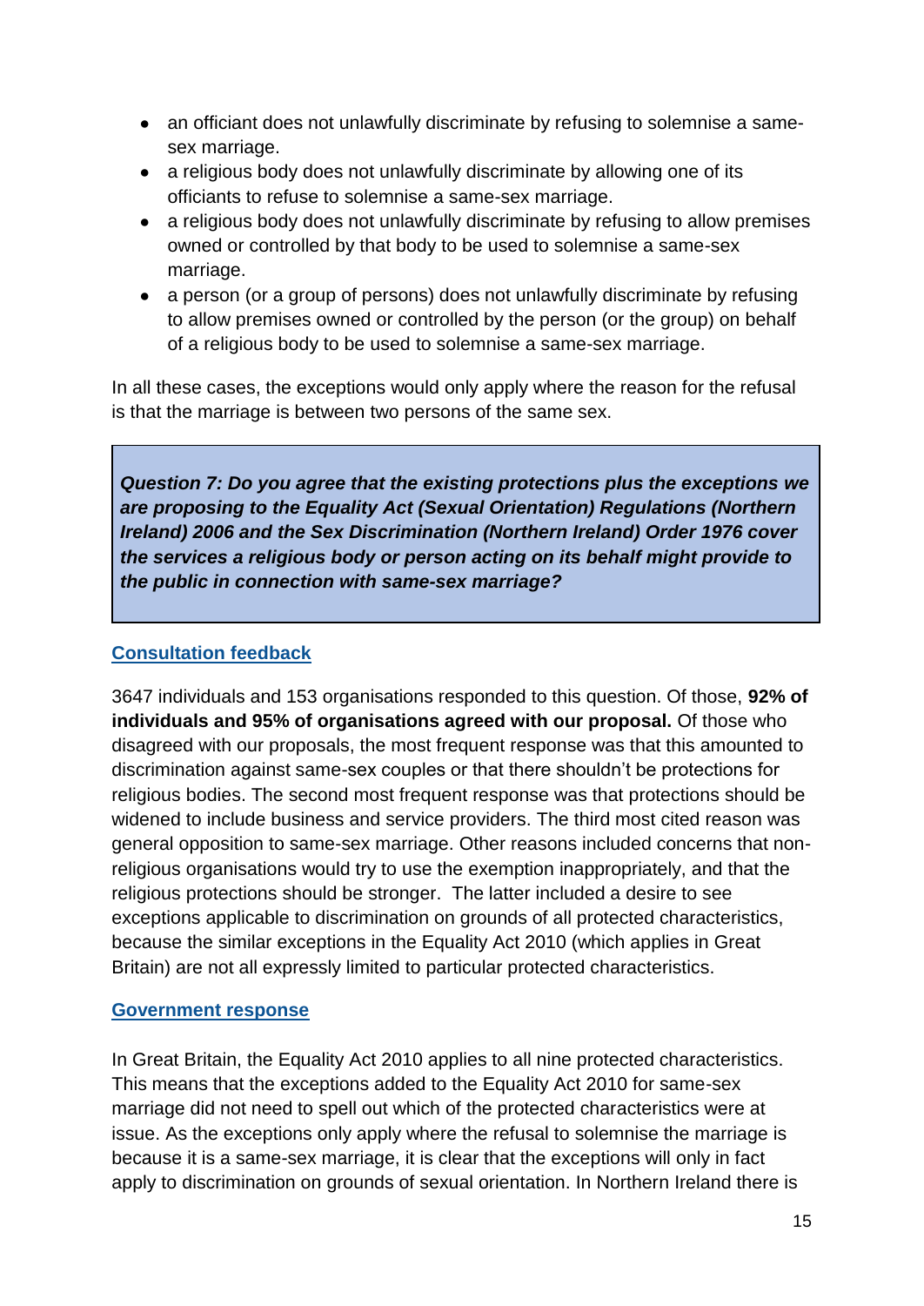- an officiant does not unlawfully discriminate by refusing to solemnise a same-sex marriage.
- a religious body does not unlawfully discriminate by allowing one of its officiants to refuse to solemnise a same-sex marriage.
- a religious body does not unlawfully discriminate by refusing to allow premises owned or controlled by that body to be used to solemnise a same-sex marriage.
- a person (or a group of persons) does not unlawfully discriminate by refusing to allow premises owned or controlled by the person (or the group) on behalf of a religious body to be used to solemnise a same-sex marriage.

In all these cases, the exceptions would only apply where the reason for the refusal is that the marriage is between two persons of the same sex.

> ***Question 7: Do you agree that the existing protections plus the exceptions we are proposing to the Equality Act (Sexual Orientation) Regulations (Northern Ireland) 2006 and the Sex Discrimination (Northern Ireland) Order 1976 cover the services a religious body or person acting on its behalf might provide to the public in connection with same-sex marriage?***

### Consultation feedback

3647 individuals and 153 organisations responded to this question. Of those, **92% of individuals and 95% of organisations agreed with our proposal.** Of those who disagreed with our proposals, the most frequent response was that this amounted to discrimination against same-sex couples or that there shouldn't be protections for religious bodies. The second most frequent response was that protections should be widened to include business and service providers. The third most cited reason was general opposition to same-sex marriage. Other reasons included concerns that non-religious organisations would try to use the exemption inappropriately, and that the religious protections should be stronger. The latter included a desire to see exceptions applicable to discrimination on grounds of all protected characteristics, because the similar exceptions in the Equality Act 2010 (which applies in Great Britain) are not all expressly limited to particular protected characteristics.

### Government response

In Great Britain, the Equality Act 2010 applies to all nine protected characteristics. This means that the exceptions added to the Equality Act 2010 for same-sex marriage did not need to spell out which of the protected characteristics were at issue. As the exceptions only apply where the refusal to solemnise the marriage is because it is a same-sex marriage, it is clear that the exceptions will only in fact apply to discrimination on grounds of sexual orientation. In Northern Ireland there is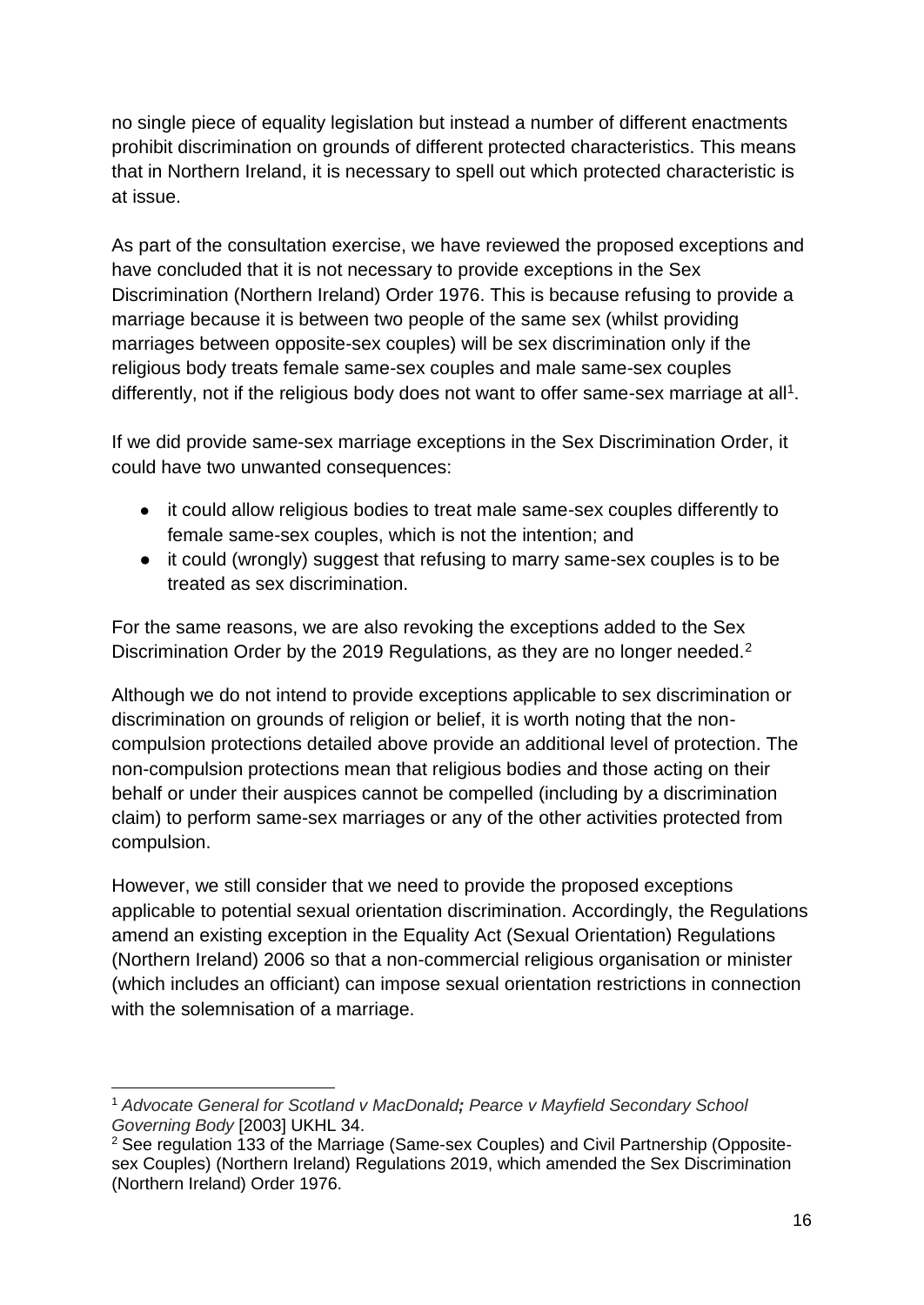no single piece of equality legislation but instead a number of different enactments prohibit discrimination on grounds of different protected characteristics. This means that in Northern Ireland, it is necessary to spell out which protected characteristic is at issue.

As part of the consultation exercise, we have reviewed the proposed exceptions and have concluded that it is not necessary to provide exceptions in the Sex Discrimination (Northern Ireland) Order 1976. This is because refusing to provide a marriage because it is between two people of the same sex (whilst providing marriages between opposite-sex couples) will be sex discrimination only if the religious body treats female same-sex couples and male same-sex couples differently, not if the religious body does not want to offer same-sex marriage at all[1].

If we did provide same-sex marriage exceptions in the Sex Discrimination Order, it could have two unwanted consequences:

- it could allow religious bodies to treat male same-sex couples differently to female same-sex couples, which is not the intention; and
- it could (wrongly) suggest that refusing to marry same-sex couples is to be treated as sex discrimination.

For the same reasons, we are also revoking the exceptions added to the Sex Discrimination Order by the 2019 Regulations, as they are no longer needed.[2]

Although we do not intend to provide exceptions applicable to sex discrimination or discrimination on grounds of religion or belief, it is worth noting that the non-compulsion protections detailed above provide an additional level of protection. The non-compulsion protections mean that religious bodies and those acting on their behalf or under their auspices cannot be compelled (including by a discrimination claim) to perform same-sex marriages or any of the other activities protected from compulsion.

However, we still consider that we need to provide the proposed exceptions applicable to potential sexual orientation discrimination. Accordingly, the Regulations amend an existing exception in the Equality Act (Sexual Orientation) Regulations (Northern Ireland) 2006 so that a non-commercial religious organisation or minister (which includes an officiant) can impose sexual orientation restrictions in connection with the solemnisation of a marriage.

---

[1] *Advocate General for Scotland v MacDonald**;** Pearce v Mayfield Secondary School Governing Body* [2003] UKHL 34.

[2] See regulation 133 of the Marriage (Same-sex Couples) and Civil Partnership (Opposite-sex Couples) (Northern Ireland) Regulations 2019, which amended the Sex Discrimination (Northern Ireland) Order 1976.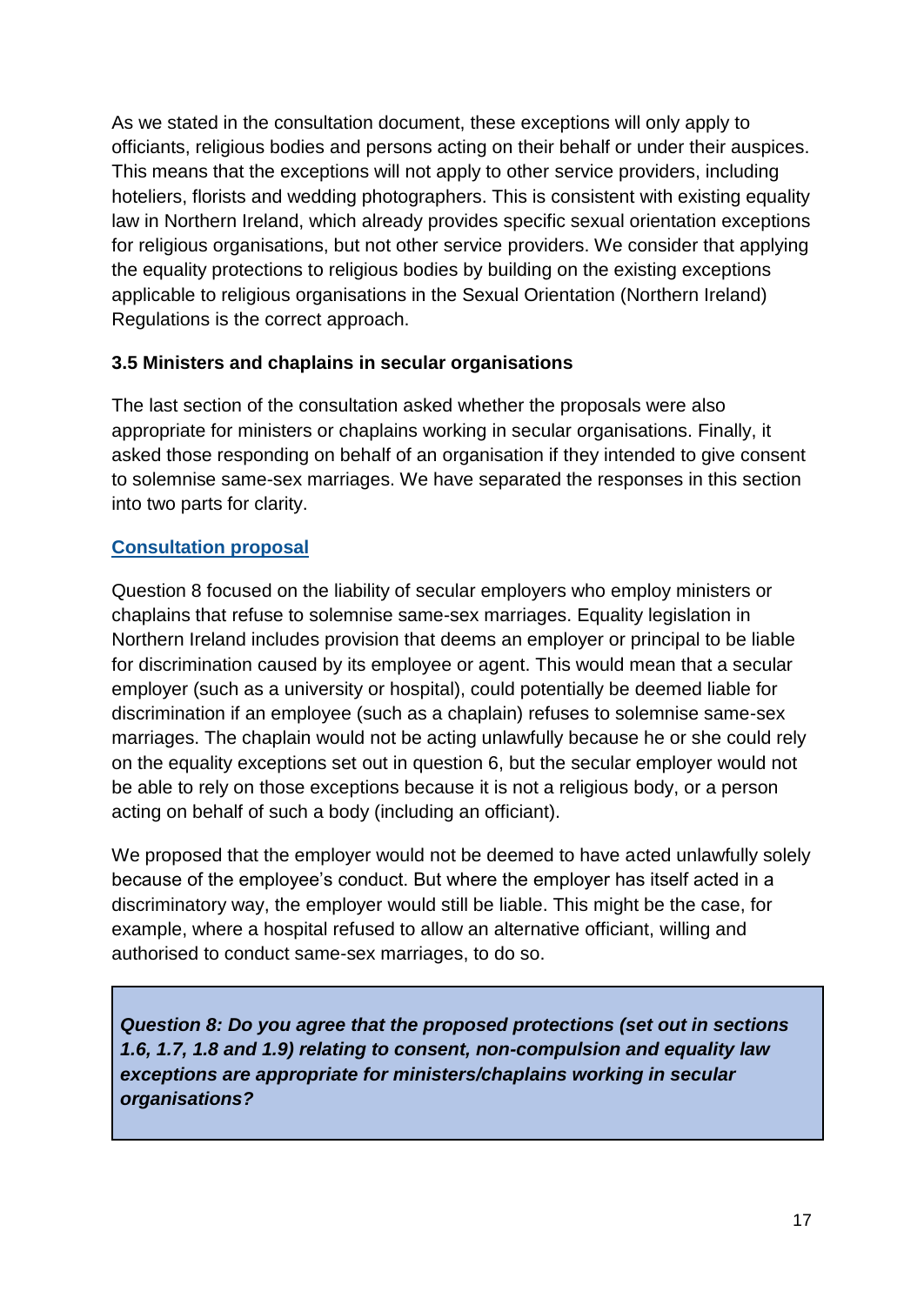As we stated in the consultation document, these exceptions will only apply to officiants, religious bodies and persons acting on their behalf or under their auspices. This means that the exceptions will not apply to other service providers, including hoteliers, florists and wedding photographers. This is consistent with existing equality law in Northern Ireland, which already provides specific sexual orientation exceptions for religious organisations, but not other service providers. We consider that applying the equality protections to religious bodies by building on the existing exceptions applicable to religious organisations in the Sexual Orientation (Northern Ireland) Regulations is the correct approach.

### 3.5 Ministers and chaplains in secular organisations

The last section of the consultation asked whether the proposals were also appropriate for ministers or chaplains working in secular organisations. Finally, it asked those responding on behalf of an organisation if they intended to give consent to solemnise same-sex marriages. We have separated the responses in this section into two parts for clarity.

#### Consultation proposal

Question 8 focused on the liability of secular employers who employ ministers or chaplains that refuse to solemnise same-sex marriages. Equality legislation in Northern Ireland includes provision that deems an employer or principal to be liable for discrimination caused by its employee or agent. This would mean that a secular employer (such as a university or hospital), could potentially be deemed liable for discrimination if an employee (such as a chaplain) refuses to solemnise same-sex marriages. The chaplain would not be acting unlawfully because he or she could rely on the equality exceptions set out in question 6, but the secular employer would not be able to rely on those exceptions because it is not a religious body, or a person acting on behalf of such a body (including an officiant).

We proposed that the employer would not be deemed to have acted unlawfully solely because of the employee's conduct. But where the employer has itself acted in a discriminatory way, the employer would still be liable. This might be the case, for example, where a hospital refused to allow an alternative officiant, willing and authorised to conduct same-sex marriages, to do so.

> ***Question 8: Do you agree that the proposed protections (set out in sections 1.6, 1.7, 1.8 and 1.9) relating to consent, non-compulsion and equality law exceptions are appropriate for ministers/chaplains working in secular organisations?***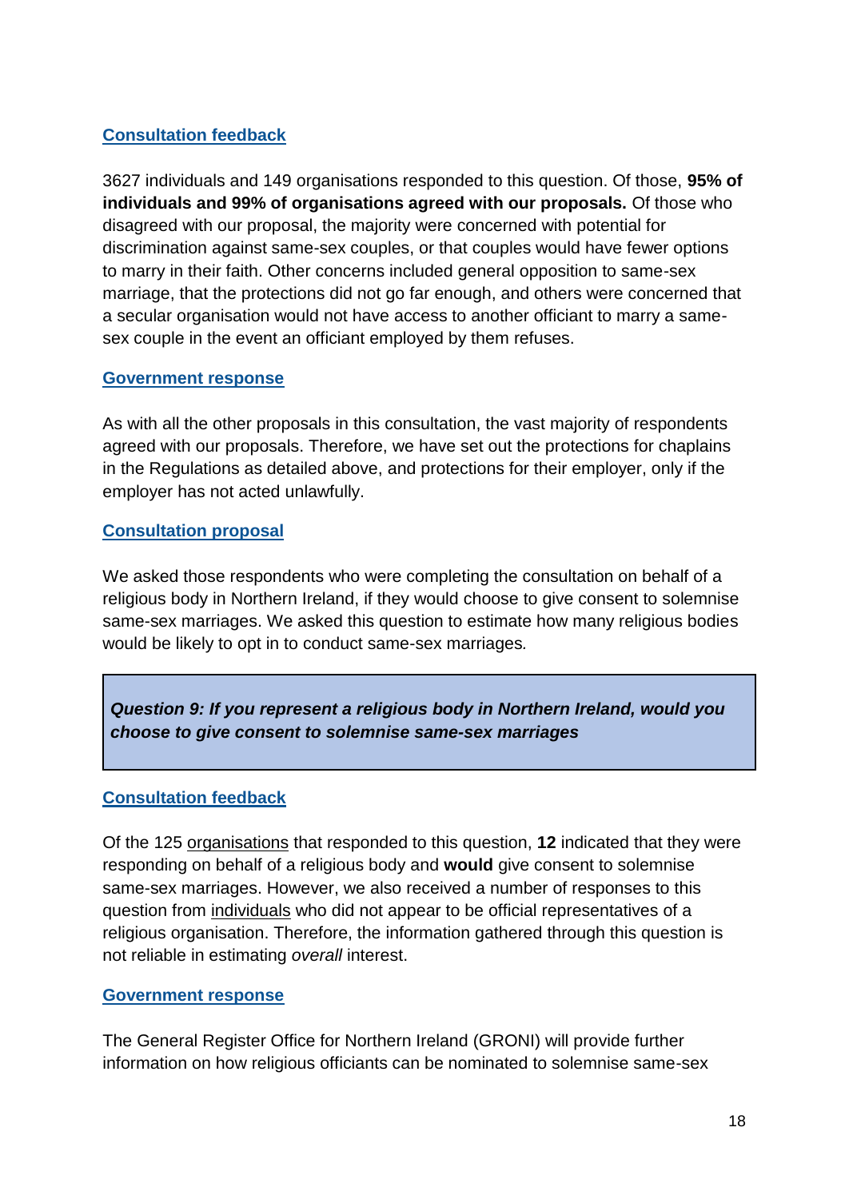### Consultation feedback

3627 individuals and 149 organisations responded to this question. Of those, **95% of individuals and 99% of organisations agreed with our proposals.** Of those who disagreed with our proposal, the majority were concerned with potential for discrimination against same-sex couples, or that couples would have fewer options to marry in their faith. Other concerns included general opposition to same-sex marriage, that the protections did not go far enough, and others were concerned that a secular organisation would not have access to another officiant to marry a same-sex couple in the event an officiant employed by them refuses.

### Government response

As with all the other proposals in this consultation, the vast majority of respondents agreed with our proposals. Therefore, we have set out the protections for chaplains in the Regulations as detailed above, and protections for their employer, only if the employer has not acted unlawfully.

### Consultation proposal

We asked those respondents who were completing the consultation on behalf of a religious body in Northern Ireland, if they would choose to give consent to solemnise same-sex marriages. We asked this question to estimate how many religious bodies would be likely to opt in to conduct same-sex marriages.

> ***Question 9: If you represent a religious body in Northern Ireland, would you choose to give consent to solemnise same-sex marriages***

### Consultation feedback

Of the 125 organisations that responded to this question, **12** indicated that they were responding on behalf of a religious body and **would** give consent to solemnise same-sex marriages. However, we also received a number of responses to this question from individuals who did not appear to be official representatives of a religious organisation. Therefore, the information gathered through this question is not reliable in estimating *overall* interest.

### Government response

The General Register Office for Northern Ireland (GRONI) will provide further information on how religious officiants can be nominated to solemnise same-sex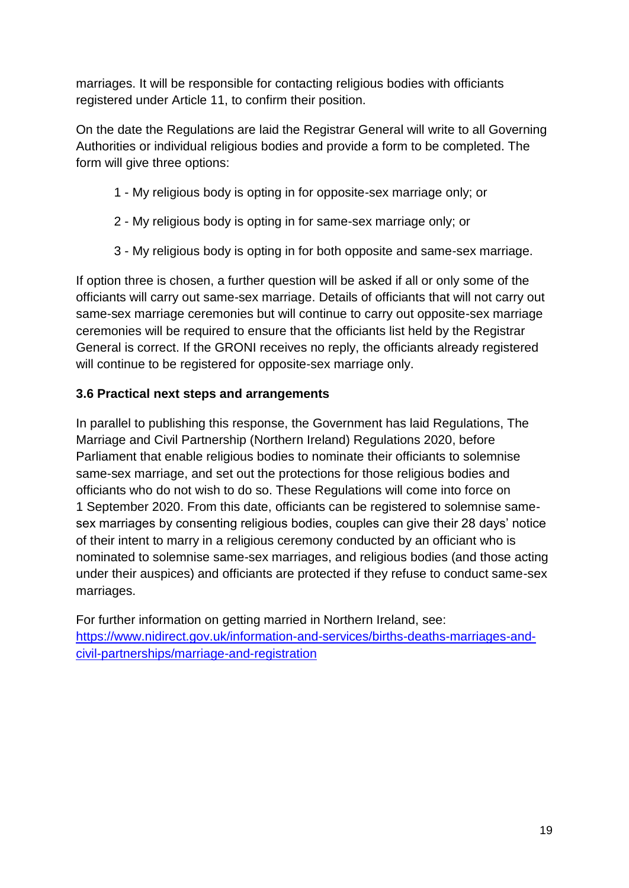marriages. It will be responsible for contacting religious bodies with officiants registered under Article 11, to confirm their position.

On the date the Regulations are laid the Registrar General will write to all Governing Authorities or individual religious bodies and provide a form to be completed. The form will give three options:

1 - My religious body is opting in for opposite-sex marriage only; or

2 - My religious body is opting in for same-sex marriage only; or

3 - My religious body is opting in for both opposite and same-sex marriage.

If option three is chosen, a further question will be asked if all or only some of the officiants will carry out same-sex marriage. Details of officiants that will not carry out same-sex marriage ceremonies but will continue to carry out opposite-sex marriage ceremonies will be required to ensure that the officiants list held by the Registrar General is correct. If the GRONI receives no reply, the officiants already registered will continue to be registered for opposite-sex marriage only.

### 3.6 Practical next steps and arrangements

In parallel to publishing this response, the Government has laid Regulations, The Marriage and Civil Partnership (Northern Ireland) Regulations 2020, before Parliament that enable religious bodies to nominate their officiants to solemnise same-sex marriage, and set out the protections for those religious bodies and officiants who do not wish to do so. These Regulations will come into force on 1 September 2020. From this date, officiants can be registered to solemnise same-sex marriages by consenting religious bodies, couples can give their 28 days' notice of their intent to marry in a religious ceremony conducted by an officiant who is nominated to solemnise same-sex marriages, and religious bodies (and those acting under their auspices) and officiants are protected if they refuse to conduct same-sex marriages.

For further information on getting married in Northern Ireland, see: [https://www.nidirect.gov.uk/information-and-services/births-deaths-marriages-and-civil-partnerships/marriage-and-registration](https://www.nidirect.gov.uk/information-and-services/births-deaths-marriages-and-civil-partnerships/marriage-and-registration)